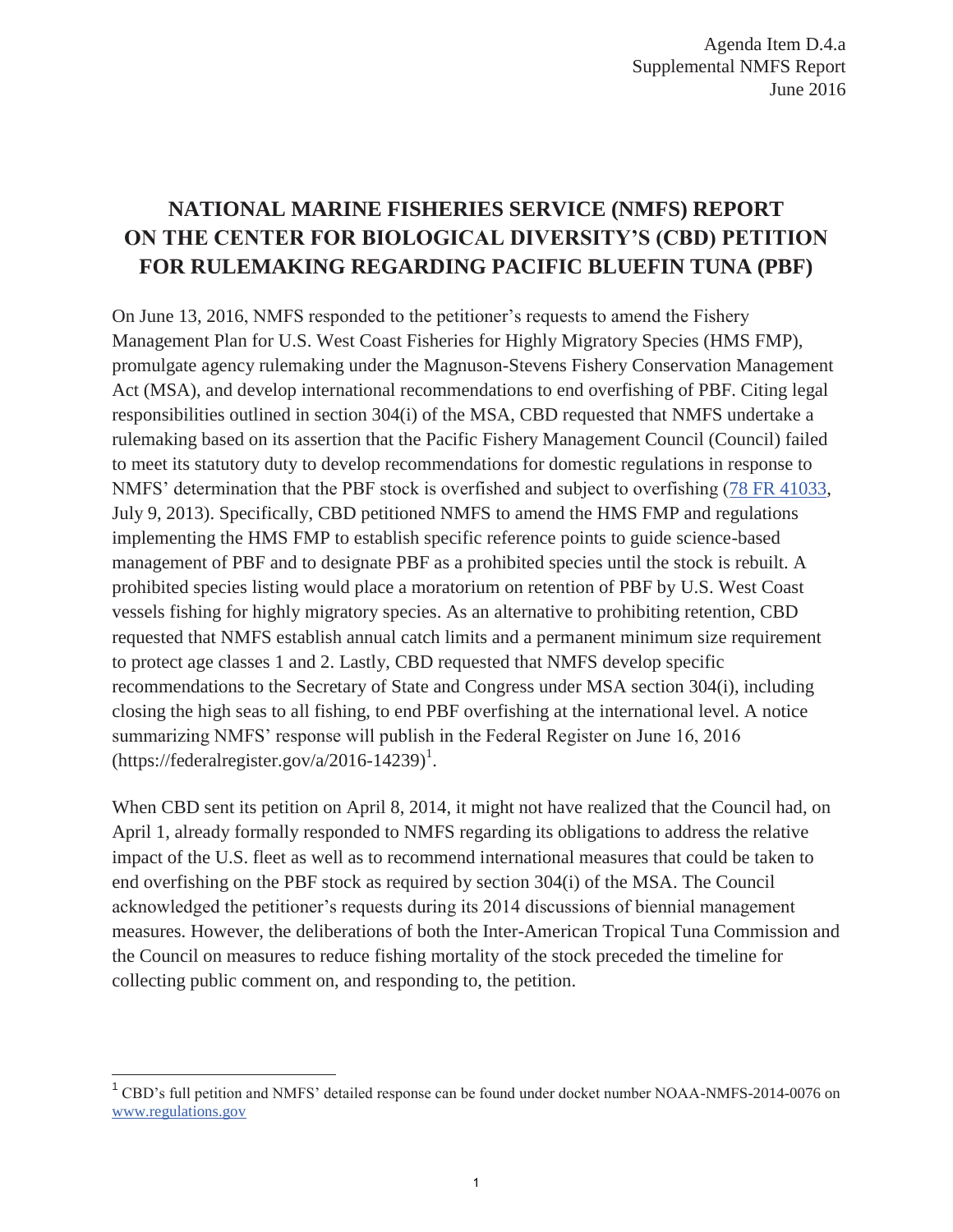Agenda Item D.4.a
Supplemental NMFS Report
June 2016

# NATIONAL MARINE FISHERIES SERVICE (NMFS) REPORT ON THE CENTER FOR BIOLOGICAL DIVERSITY'S (CBD) PETITION FOR RULEMAKING REGARDING PACIFIC BLUEFIN TUNA (PBF)

On June 13, 2016, NMFS responded to the petitioner's requests to amend the Fishery Management Plan for U.S. West Coast Fisheries for Highly Migratory Species (HMS FMP), promulgate agency rulemaking under the Magnuson-Stevens Fishery Conservation Management Act (MSA), and develop international recommendations to end overfishing of PBF. Citing legal responsibilities outlined in section 304(i) of the MSA, CBD requested that NMFS undertake a rulemaking based on its assertion that the Pacific Fishery Management Council (Council) failed to meet its statutory duty to develop recommendations for domestic regulations in response to NMFS' determination that the PBF stock is overfished and subject to overfishing (78 FR 41033, July 9, 2013). Specifically, CBD petitioned NMFS to amend the HMS FMP and regulations implementing the HMS FMP to establish specific reference points to guide science-based management of PBF and to designate PBF as a prohibited species until the stock is rebuilt. A prohibited species listing would place a moratorium on retention of PBF by U.S. West Coast vessels fishing for highly migratory species. As an alternative to prohibiting retention, CBD requested that NMFS establish annual catch limits and a permanent minimum size requirement to protect age classes 1 and 2. Lastly, CBD requested that NMFS develop specific recommendations to the Secretary of State and Congress under MSA section 304(i), including closing the high seas to all fishing, to end PBF overfishing at the international level. A notice summarizing NMFS' response will publish in the Federal Register on June 16, 2016 (https://federalregister.gov/a/2016-14239)[1].

When CBD sent its petition on April 8, 2014, it might not have realized that the Council had, on April 1, already formally responded to NMFS regarding its obligations to address the relative impact of the U.S. fleet as well as to recommend international measures that could be taken to end overfishing on the PBF stock as required by section 304(i) of the MSA. The Council acknowledged the petitioner's requests during its 2014 discussions of biennial management measures. However, the deliberations of both the Inter-American Tropical Tuna Commission and the Council on measures to reduce fishing mortality of the stock preceded the timeline for collecting public comment on, and responding to, the petition.

[1] CBD's full petition and NMFS' detailed response can be found under docket number NOAA-NMFS-2014-0076 on www.regulations.gov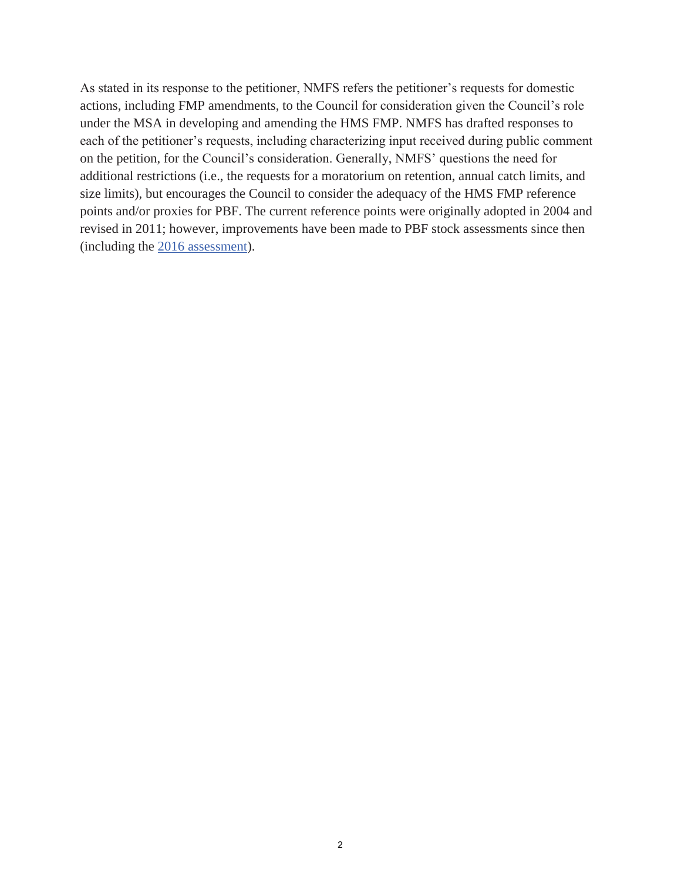As stated in its response to the petitioner, NMFS refers the petitioner's requests for domestic actions, including FMP amendments, to the Council for consideration given the Council's role under the MSA in developing and amending the HMS FMP. NMFS has drafted responses to each of the petitioner's requests, including characterizing input received during public comment on the petition, for the Council's consideration. Generally, NMFS' questions the need for additional restrictions (i.e., the requests for a moratorium on retention, annual catch limits, and size limits), but encourages the Council to consider the adequacy of the HMS FMP reference points and/or proxies for PBF. The current reference points were originally adopted in 2004 and revised in 2011; however, improvements have been made to PBF stock assessments since then (including the 2016 assessment).